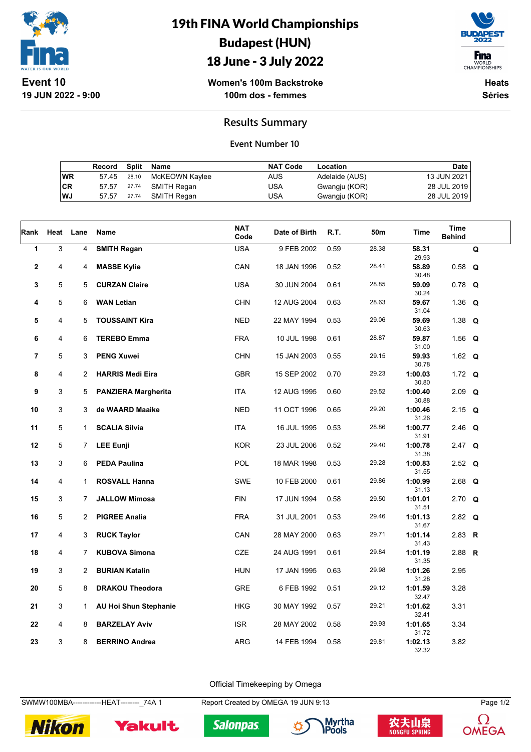# 19th FINA World Championships
## Budapest (HUN)
## 18 June - 3 July 2022

**Event 10**
**19 JUN 2022 - 9:00**

**Women's 100m Backstroke**
**100m dos - femmes**

**Heats**
**Séries**

## Results Summary

### Event Number 10

| | Record | Split | Name | NAT Code | Location | Date |
|---|---|---|---|---|---|---|
| WR | 57.45 | 28.10 | McKEOWN Kaylee | AUS | Adelaide (AUS) | 13 JUN 2021 |
| CR | 57.57 | 27.74 | SMITH Regan | USA | Gwangju (KOR) | 28 JUL 2019 |
| WJ | 57.57 | 27.74 | SMITH Regan | USA | Gwangju (KOR) | 28 JUL 2019 |

| Rank | Heat | Lane | Name | NAT Code | Date of Birth | R.T. | 50m | Time | Time Behind | |
|---|---|---|---|---|---|---|---|---|---|---|
| 1 | 3 | 4 | **SMITH Regan** | USA | 9 FEB 2002 | 0.59 | 28.38 | **58.31** 29.93 | | **Q** |
| 2 | 4 | 4 | **MASSE Kylie** | CAN | 18 JAN 1996 | 0.52 | 28.41 | **58.89** 30.48 | 0.58 | **Q** |
| 3 | 5 | 5 | **CURZAN Claire** | USA | 30 JUN 2004 | 0.61 | 28.85 | **59.09** 30.24 | 0.78 | **Q** |
| 4 | 5 | 6 | **WAN Letian** | CHN | 12 AUG 2004 | 0.63 | 28.63 | **59.67** 31.04 | 1.36 | **Q** |
| 5 | 4 | 5 | **TOUSSAINT Kira** | NED | 22 MAY 1994 | 0.53 | 29.06 | **59.69** 30.63 | 1.38 | **Q** |
| 6 | 4 | 6 | **TEREBO Emma** | FRA | 10 JUL 1998 | 0.61 | 28.87 | **59.87** 31.00 | 1.56 | **Q** |
| 7 | 5 | 3 | **PENG Xuwei** | CHN | 15 JAN 2003 | 0.55 | 29.15 | **59.93** 30.78 | 1.62 | **Q** |
| 8 | 4 | 2 | **HARRIS Medi Eira** | GBR | 15 SEP 2002 | 0.70 | 29.23 | **1:00.03** 30.80 | 1.72 | **Q** |
| 9 | 3 | 5 | **PANZIERA Margherita** | ITA | 12 AUG 1995 | 0.60 | 29.52 | **1:00.40** 30.88 | 2.09 | **Q** |
| 10 | 3 | 3 | **de WAARD Maaike** | NED | 11 OCT 1996 | 0.65 | 29.20 | **1:00.46** 31.26 | 2.15 | **Q** |
| 11 | 5 | 1 | **SCALIA Silvia** | ITA | 16 JUL 1995 | 0.53 | 28.86 | **1:00.77** 31.91 | 2.46 | **Q** |
| 12 | 5 | 7 | **LEE Eunji** | KOR | 23 JUL 2006 | 0.52 | 29.40 | **1:00.78** 31.38 | 2.47 | **Q** |
| 13 | 3 | 6 | **PEDA Paulina** | POL | 18 MAR 1998 | 0.53 | 29.28 | **1:00.83** 31.55 | 2.52 | **Q** |
| 14 | 4 | 1 | **ROSVALL Hanna** | SWE | 10 FEB 2000 | 0.61 | 29.86 | **1:00.99** 31.13 | 2.68 | **Q** |
| 15 | 3 | 7 | **JALLOW Mimosa** | FIN | 17 JUN 1994 | 0.58 | 29.50 | **1:01.01** 31.51 | 2.70 | **Q** |
| 16 | 5 | 2 | **PIGREE Analia** | FRA | 31 JUL 2001 | 0.53 | 29.46 | **1:01.13** 31.67 | 2.82 | **Q** |
| 17 | 4 | 3 | **RUCK Taylor** | CAN | 28 MAY 2000 | 0.63 | 29.71 | **1:01.14** 31.43 | 2.83 | **R** |
| 18 | 4 | 7 | **KUBOVA Simona** | CZE | 24 AUG 1991 | 0.61 | 29.84 | **1:01.19** 31.35 | 2.88 | **R** |
| 19 | 3 | 2 | **BURIAN Katalin** | HUN | 17 JAN 1995 | 0.63 | 29.98 | **1:01.26** 31.28 | 2.95 | |
| 20 | 5 | 8 | **DRAKOU Theodora** | GRE | 6 FEB 1992 | 0.51 | 29.12 | **1:01.59** 32.47 | 3.28 | |
| 21 | 3 | 1 | **AU Hoi Shun Stephanie** | HKG | 30 MAY 1992 | 0.57 | 29.21 | **1:01.62** 32.41 | 3.31 | |
| 22 | 4 | 8 | **BARZELAY Aviv** | ISR | 28 MAY 2002 | 0.58 | 29.93 | **1:01.65** 31.72 | 3.34 | |
| 23 | 3 | 8 | **BERRINO Andrea** | ARG | 14 FEB 1994 | 0.58 | 29.81 | **1:02.13** 32.32 | 3.82 | |

Official Timekeeping by Omega

SWMW100MBA------------HEAT--------_74A 1 Report Created by OMEGA 19 JUN 9:13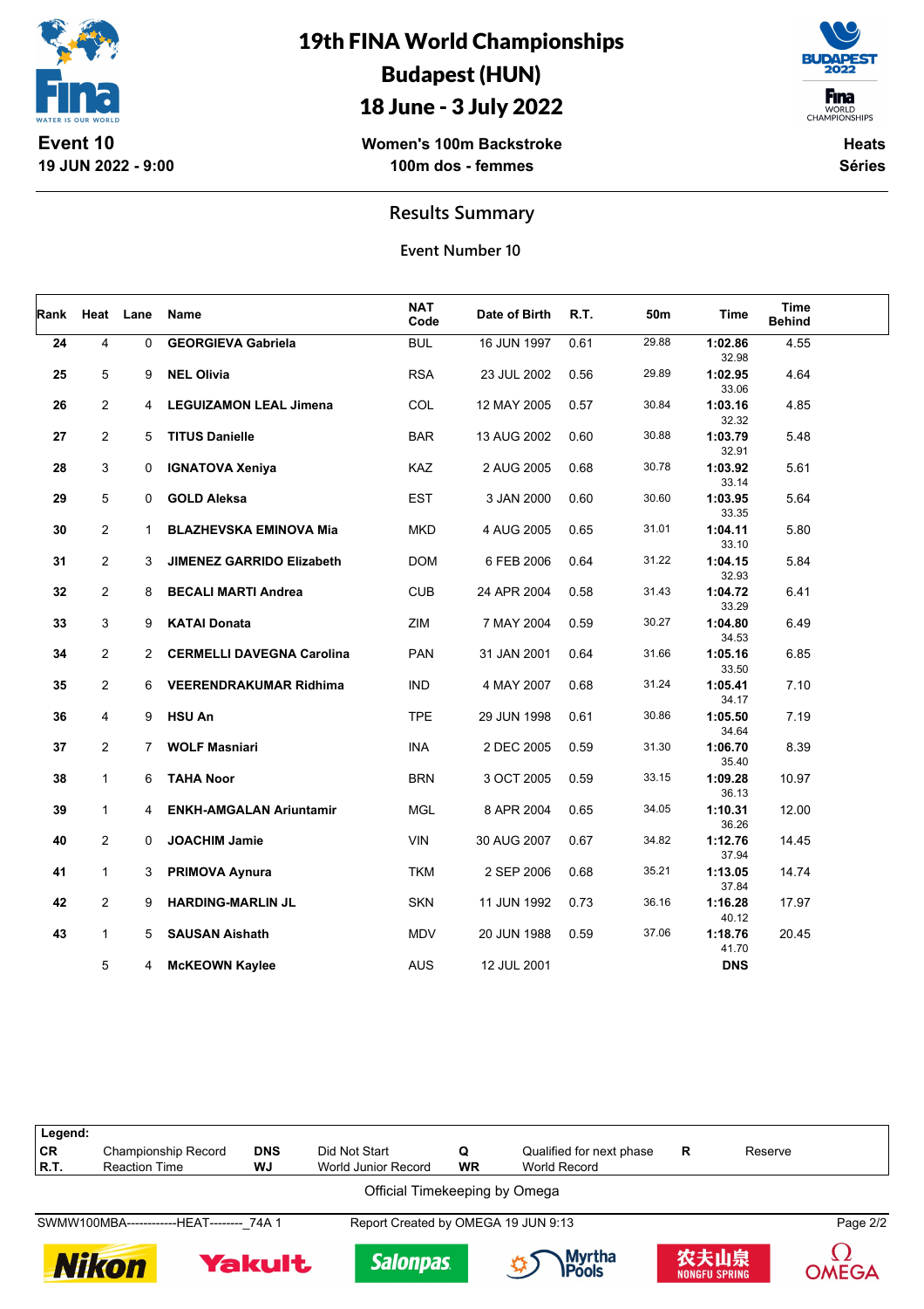# 19th FINA World Championships
# Budapest (HUN)
# 18 June - 3 July 2022

**Event 10**
**19 JUN 2022 - 9:00**

**Women's 100m Backstroke**
**100m dos - femmes**

**Heats**
**Séries**

## Results Summary

### Event Number 10

| Rank | Heat | Lane | Name | NAT Code | Date of Birth | R.T. | 50m | Time | Time Behind |
|---|---|---|---|---|---|---|---|---|---|
| 24 | 4 | 0 | **GEORGIEVA Gabriela** | BUL | 16 JUN 1997 | 0.61 | 29.88 | **1:02.86** 32.98 | 4.55 |
| 25 | 5 | 9 | **NEL Olivia** | RSA | 23 JUL 2002 | 0.56 | 29.89 | **1:02.95** 33.06 | 4.64 |
| 26 | 2 | 4 | **LEGUIZAMON LEAL Jimena** | COL | 12 MAY 2005 | 0.57 | 30.84 | **1:03.16** 32.32 | 4.85 |
| 27 | 2 | 5 | **TITUS Danielle** | BAR | 13 AUG 2002 | 0.60 | 30.88 | **1:03.79** 32.91 | 5.48 |
| 28 | 3 | 0 | **IGNATOVA Xeniya** | KAZ | 2 AUG 2005 | 0.68 | 30.78 | **1:03.92** 33.14 | 5.61 |
| 29 | 5 | 0 | **GOLD Aleksa** | EST | 3 JAN 2000 | 0.60 | 30.60 | **1:03.95** 33.35 | 5.64 |
| 30 | 2 | 1 | **BLAZHEVSKA EMINOVA Mia** | MKD | 4 AUG 2005 | 0.65 | 31.01 | **1:04.11** 33.10 | 5.80 |
| 31 | 2 | 3 | **JIMENEZ GARRIDO Elizabeth** | DOM | 6 FEB 2006 | 0.64 | 31.22 | **1:04.15** 32.93 | 5.84 |
| 32 | 2 | 8 | **BECALI MARTI Andrea** | CUB | 24 APR 2004 | 0.58 | 31.43 | **1:04.72** 33.29 | 6.41 |
| 33 | 3 | 9 | **KATAI Donata** | ZIM | 7 MAY 2004 | 0.59 | 30.27 | **1:04.80** 34.53 | 6.49 |
| 34 | 2 | 2 | **CERMELLI DAVEGNA Carolina** | PAN | 31 JAN 2001 | 0.64 | 31.66 | **1:05.16** 33.50 | 6.85 |
| 35 | 2 | 6 | **VEERENDRAKUMAR Ridhima** | IND | 4 MAY 2007 | 0.68 | 31.24 | **1:05.41** 34.17 | 7.10 |
| 36 | 4 | 9 | **HSU An** | TPE | 29 JUN 1998 | 0.61 | 30.86 | **1:05.50** 34.64 | 7.19 |
| 37 | 2 | 7 | **WOLF Masniari** | INA | 2 DEC 2005 | 0.59 | 31.30 | **1:06.70** 35.40 | 8.39 |
| 38 | 1 | 6 | **TAHA Noor** | BRN | 3 OCT 2005 | 0.59 | 33.15 | **1:09.28** 36.13 | 10.97 |
| 39 | 1 | 4 | **ENKH-AMGALAN Ariuntamir** | MGL | 8 APR 2004 | 0.65 | 34.05 | **1:10.31** 36.26 | 12.00 |
| 40 | 2 | 0 | **JOACHIM Jamie** | VIN | 30 AUG 2007 | 0.67 | 34.82 | **1:12.76** 37.94 | 14.45 |
| 41 | 1 | 3 | **PRIMOVA Aynura** | TKM | 2 SEP 2006 | 0.68 | 35.21 | **1:13.05** 37.84 | 14.74 |
| 42 | 2 | 9 | **HARDING-MARLIN JL** | SKN | 11 JUN 1992 | 0.73 | 36.16 | **1:16.28** 40.12 | 17.97 |
| 43 | 1 | 5 | **SAUSAN Aishath** | MDV | 20 JUN 1988 | 0.59 | 37.06 | **1:18.76** 41.70 | 20.45 |
| | 5 | 4 | **McKEOWN Kaylee** | AUS | 12 JUL 2001 | | | **DNS** | |

**Legend:**

| | | | | | | | |
|---|---|---|---|---|---|---|---|
| **CR** | Championship Record | **DNS** | Did Not Start | **Q** | Qualified for next phase | **R** | Reserve |
| **R.T.** | Reaction Time | **WJ** | World Junior Record | **WR** | World Record | | |

Official Timekeeping by Omega

SWMW100MBA------------HEAT--------_74A 1    Report Created by OMEGA 19 JUN 9:13